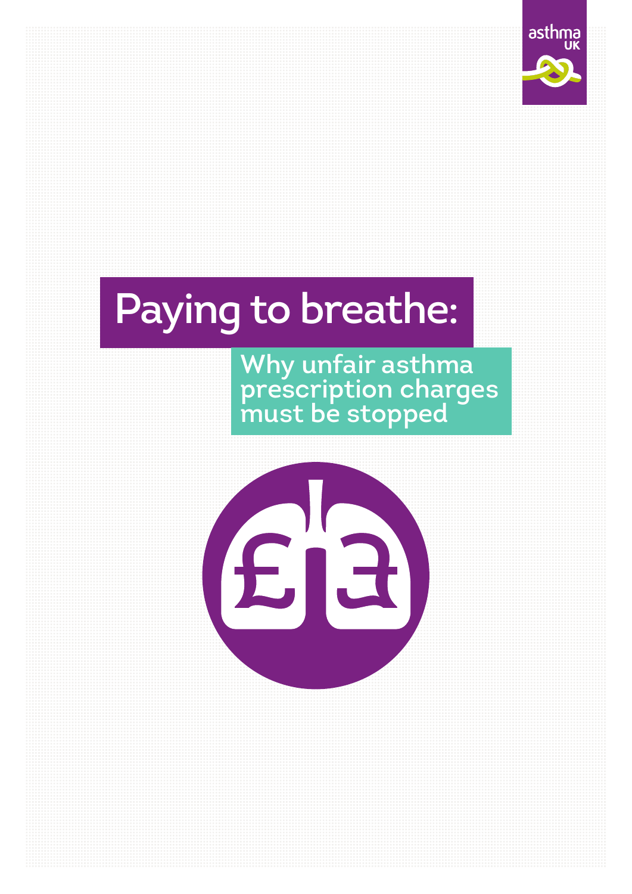asthma UK

# Paying to breathe:

## Why unfair asthma prescription charges must be stopped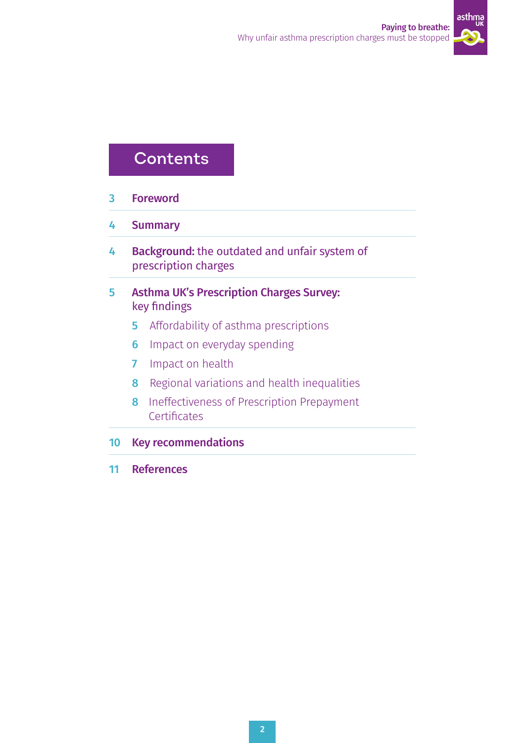# Contents

3 **Foreword**

4 **Summary**

4 **Background:** the outdated and unfair system of prescription charges

5 **Asthma UK's Prescription Charges Survey:** key findings

- 5 Affordability of asthma prescriptions
- 6 Impact on everyday spending
- 7 Impact on health
- 8 Regional variations and health inequalities
- 8 Ineffectiveness of Prescription Prepayment Certificates

10 **Key recommendations**

11 **References**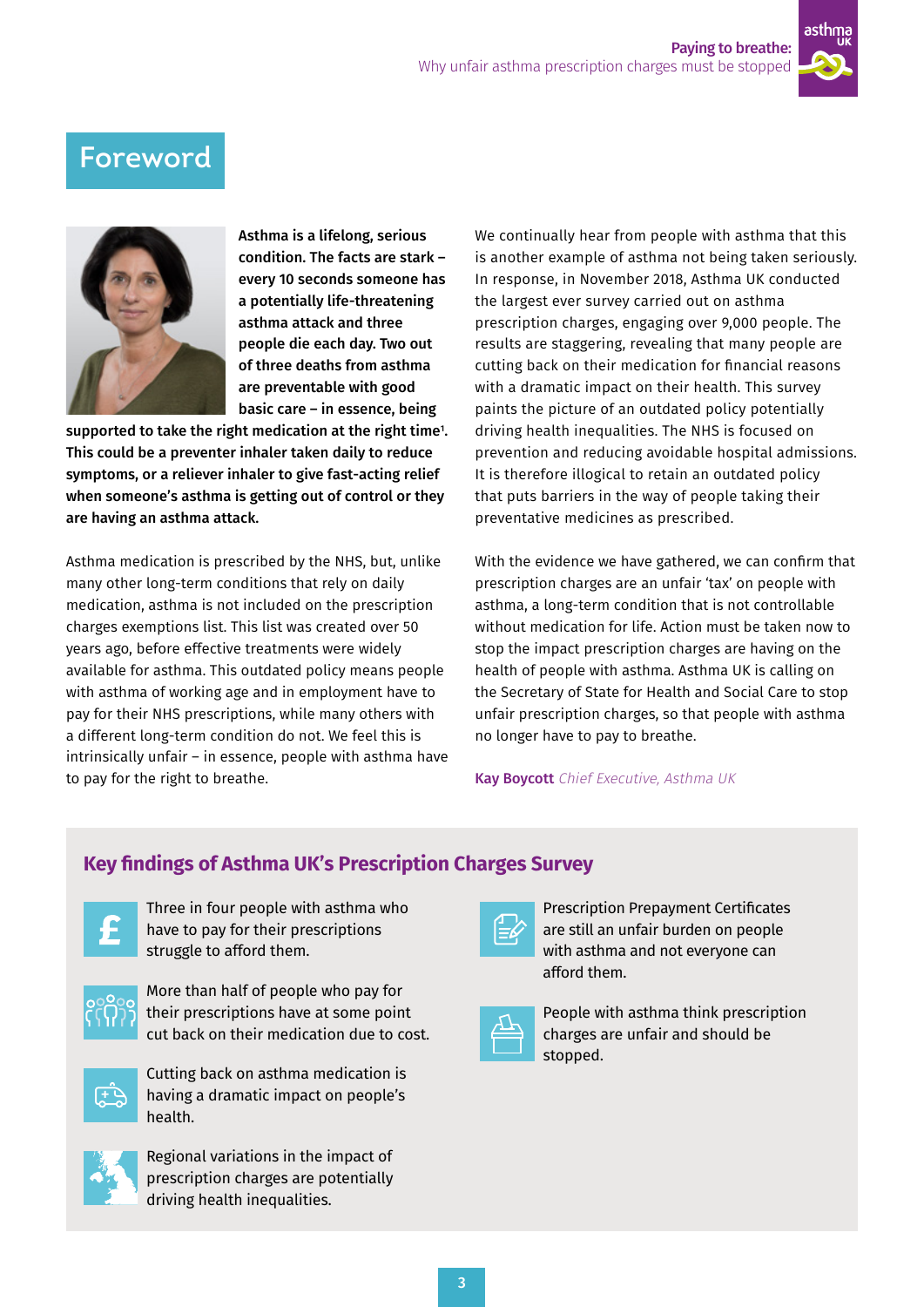# Foreword

**Asthma is a lifelong, serious condition. The facts are stark – every 10 seconds someone has a potentially life-threatening asthma attack and three people die each day. Two out of three deaths from asthma are preventable with good basic care – in essence, being supported to take the right medication at the right time[1]. This could be a preventer inhaler taken daily to reduce symptoms, or a reliever inhaler to give fast-acting relief when someone's asthma is getting out of control or they are having an asthma attack.**

Asthma medication is prescribed by the NHS, but, unlike many other long-term conditions that rely on daily medication, asthma is not included on the prescription charges exemptions list. This list was created over 50 years ago, before effective treatments were widely available for asthma. This outdated policy means people with asthma of working age and in employment have to pay for their NHS prescriptions, while many others with a different long-term condition do not. We feel this is intrinsically unfair – in essence, people with asthma have to pay for the right to breathe.

We continually hear from people with asthma that this is another example of asthma not being taken seriously. In response, in November 2018, Asthma UK conducted the largest ever survey carried out on asthma prescription charges, engaging over 9,000 people. The results are staggering, revealing that many people are cutting back on their medication for financial reasons with a dramatic impact on their health. This survey paints the picture of an outdated policy potentially driving health inequalities. The NHS is focused on prevention and reducing avoidable hospital admissions. It is therefore illogical to retain an outdated policy that puts barriers in the way of people taking their preventative medicines as prescribed.

With the evidence we have gathered, we can confirm that prescription charges are an unfair 'tax' on people with asthma, a long-term condition that is not controllable without medication for life. Action must be taken now to stop the impact prescription charges are having on the health of people with asthma. Asthma UK is calling on the Secretary of State for Health and Social Care to stop unfair prescription charges, so that people with asthma no longer have to pay to breathe.

**Kay Boycott** *Chief Executive, Asthma UK*

## Key findings of Asthma UK's Prescription Charges Survey

- Three in four people with asthma who have to pay for their prescriptions struggle to afford them.
- More than half of people who pay for their prescriptions have at some point cut back on their medication due to cost.
- Cutting back on asthma medication is having a dramatic impact on people's health.
- Regional variations in the impact of prescription charges are potentially driving health inequalities.
- Prescription Prepayment Certificates are still an unfair burden on people with asthma and not everyone can afford them.
- People with asthma think prescription charges are unfair and should be stopped.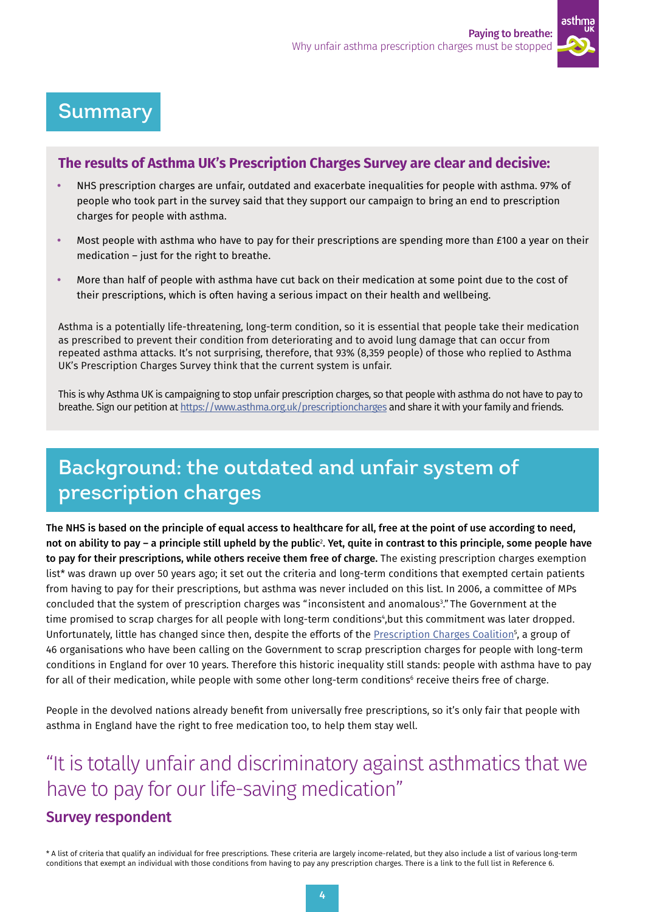## Summary

**The results of Asthma UK's Prescription Charges Survey are clear and decisive:**

- NHS prescription charges are unfair, outdated and exacerbate inequalities for people with asthma. 97% of people who took part in the survey said that they support our campaign to bring an end to prescription charges for people with asthma.
- Most people with asthma who have to pay for their prescriptions are spending more than £100 a year on their medication – just for the right to breathe.
- More than half of people with asthma have cut back on their medication at some point due to the cost of their prescriptions, which is often having a serious impact on their health and wellbeing.

Asthma is a potentially life-threatening, long-term condition, so it is essential that people take their medication as prescribed to prevent their condition from deteriorating and to avoid lung damage that can occur from repeated asthma attacks. It's not surprising, therefore, that 93% (8,359 people) of those who replied to Asthma UK's Prescription Charges Survey think that the current system is unfair.

This is why Asthma UK is campaigning to stop unfair prescription charges, so that people with asthma do not have to pay to breathe. Sign our petition at https://www.asthma.org.uk/prescriptioncharges and share it with your family and friends.

## Background: the outdated and unfair system of prescription charges

**The NHS is based on the principle of equal access to healthcare for all, free at the point of use according to need, not on ability to pay – a principle still upheld by the public[2]. Yet, quite in contrast to this principle, some people have to pay for their prescriptions, while others receive them free of charge.** The existing prescription charges exemption list* was drawn up over 50 years ago; it set out the criteria and long-term conditions that exempted certain patients from having to pay for their prescriptions, but asthma was never included on this list. In 2006, a committee of MPs concluded that the system of prescription charges was "inconsistent and anomalous[3]." The Government at the time promised to scrap charges for all people with long-term conditions[4],but this commitment was later dropped. Unfortunately, little has changed since then, despite the efforts of the Prescription Charges Coalition[5], a group of 46 organisations who have been calling on the Government to scrap prescription charges for people with long-term conditions in England for over 10 years. Therefore this historic inequality still stands: people with asthma have to pay for all of their medication, while people with some other long-term conditions[6] receive theirs free of charge.

People in the devolved nations already benefit from universally free prescriptions, so it's only fair that people with asthma in England have the right to free medication too, to help them stay well.

> "It is totally unfair and discriminatory against asthmatics that we have to pay for our life-saving medication"
>
> **Survey respondent**

* A list of criteria that qualify an individual for free prescriptions. These criteria are largely income-related, but they also include a list of various long-term conditions that exempt an individual with those conditions from having to pay any prescription charges. There is a link to the full list in Reference 6.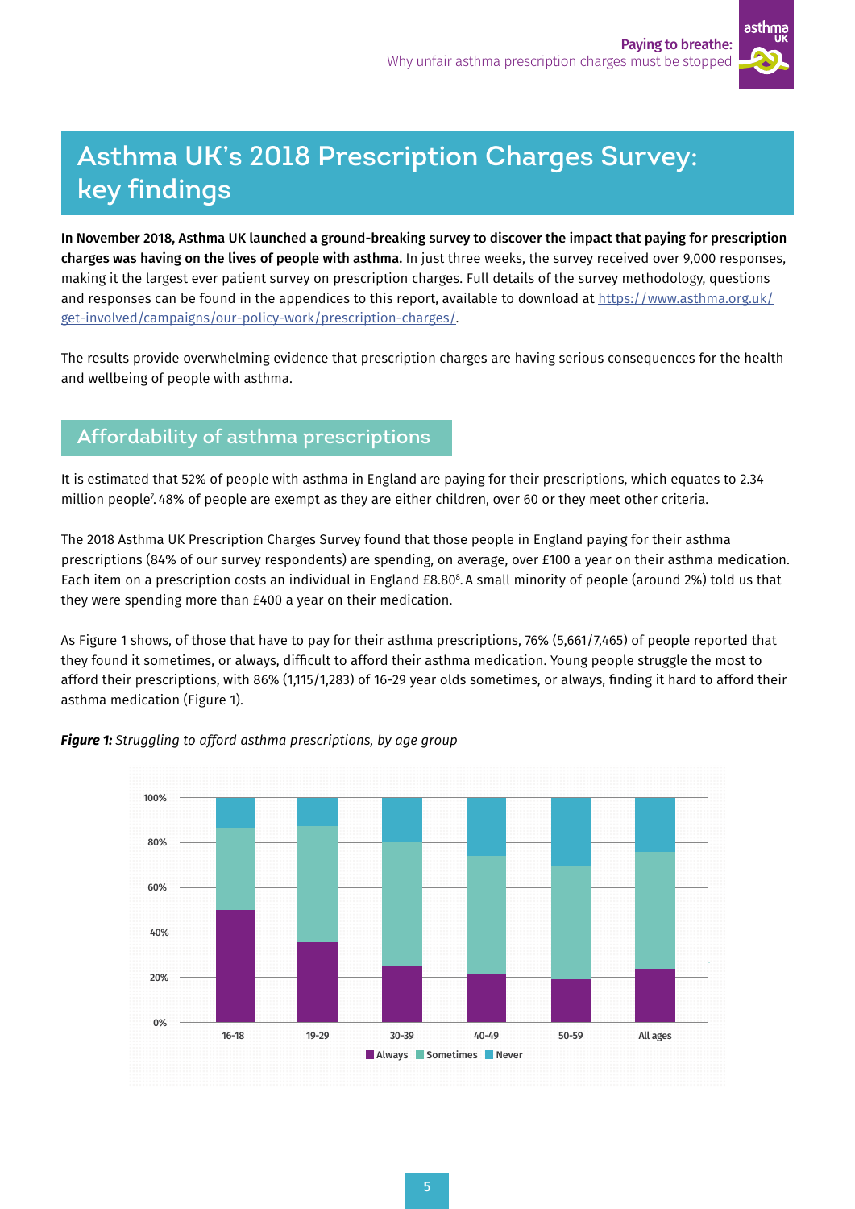# Asthma UK's 2018 Prescription Charges Survey: key findings

**In November 2018, Asthma UK launched a ground-breaking survey to discover the impact that paying for prescription charges was having on the lives of people with asthma.** In just three weeks, the survey received over 9,000 responses, making it the largest ever patient survey on prescription charges. Full details of the survey methodology, questions and responses can be found in the appendices to this report, available to download at https://www.asthma.org.uk/get-involved/campaigns/our-policy-work/prescription-charges/.

The results provide overwhelming evidence that prescription charges are having serious consequences for the health and wellbeing of people with asthma.

## Affordability of asthma prescriptions

It is estimated that 52% of people with asthma in England are paying for their prescriptions, which equates to 2.34 million people[7]. 48% of people are exempt as they are either children, over 60 or they meet other criteria.

The 2018 Asthma UK Prescription Charges Survey found that those people in England paying for their asthma prescriptions (84% of our survey respondents) are spending, on average, over £100 a year on their asthma medication. Each item on a prescription costs an individual in England £8.80[8]. A small minority of people (around 2%) told us that they were spending more than £400 a year on their medication.

As Figure 1 shows, of those that have to pay for their asthma prescriptions, 76% (5,661/7,465) of people reported that they found it sometimes, or always, difficult to afford their asthma medication. Young people struggle the most to afford their prescriptions, with 86% (1,115/1,283) of 16-29 year olds sometimes, or always, finding it hard to afford their asthma medication (Figure 1).

***Figure 1:*** *Struggling to afford asthma prescriptions, by age group*

Chart categories: 16-18, 19-29, 30-39, 40-49, 50-59, All ages. Legend: Always, Sometimes, Never. Y-axis: 0%, 20%, 40%, 60%, 80%, 100%.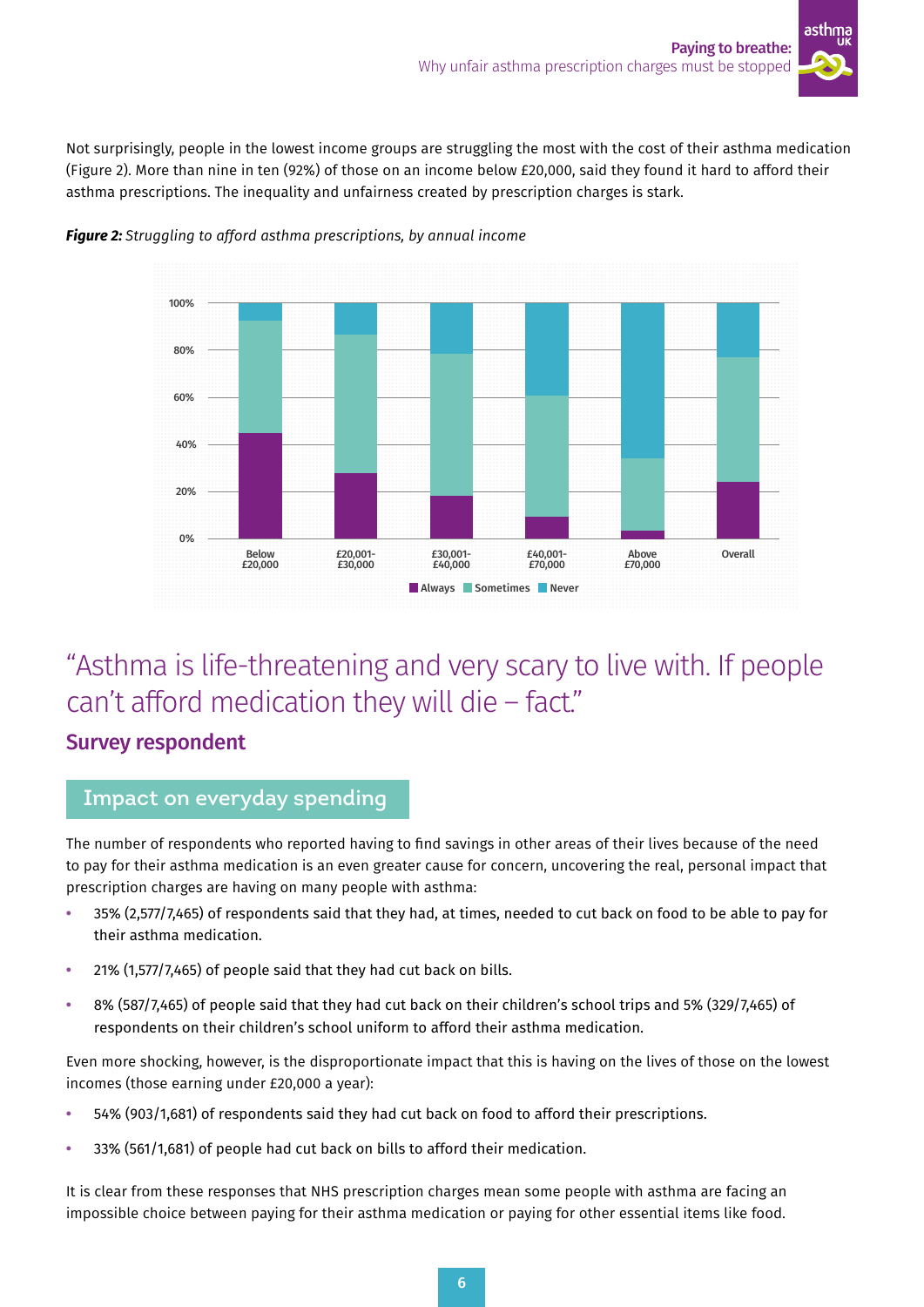Not surprisingly, people in the lowest income groups are struggling the most with the cost of their asthma medication (Figure 2). More than nine in ten (92%) of those on an income below £20,000, said they found it hard to afford their asthma prescriptions. The inequality and unfairness created by prescription charges is stark.

***Figure 2:*** *Struggling to afford asthma prescriptions, by annual income*

# “Asthma is life-threatening and very scary to live with. If people can’t afford medication they will die – fact.”

## Survey respondent

## Impact on everyday spending

The number of respondents who reported having to find savings in other areas of their lives because of the need to pay for their asthma medication is an even greater cause for concern, uncovering the real, personal impact that prescription charges are having on many people with asthma:

- 35% (2,577/7,465) of respondents said that they had, at times, needed to cut back on food to be able to pay for their asthma medication.
- 21% (1,577/7,465) of people said that they had cut back on bills.
- 8% (587/7,465) of people said that they had cut back on their children’s school trips and 5% (329/7,465) of respondents on their children’s school uniform to afford their asthma medication.

Even more shocking, however, is the disproportionate impact that this is having on the lives of those on the lowest incomes (those earning under £20,000 a year):

- 54% (903/1,681) of respondents said they had cut back on food to afford their prescriptions.
- 33% (561/1,681) of people had cut back on bills to afford their medication.

It is clear from these responses that NHS prescription charges mean some people with asthma are facing an impossible choice between paying for their asthma medication or paying for other essential items like food.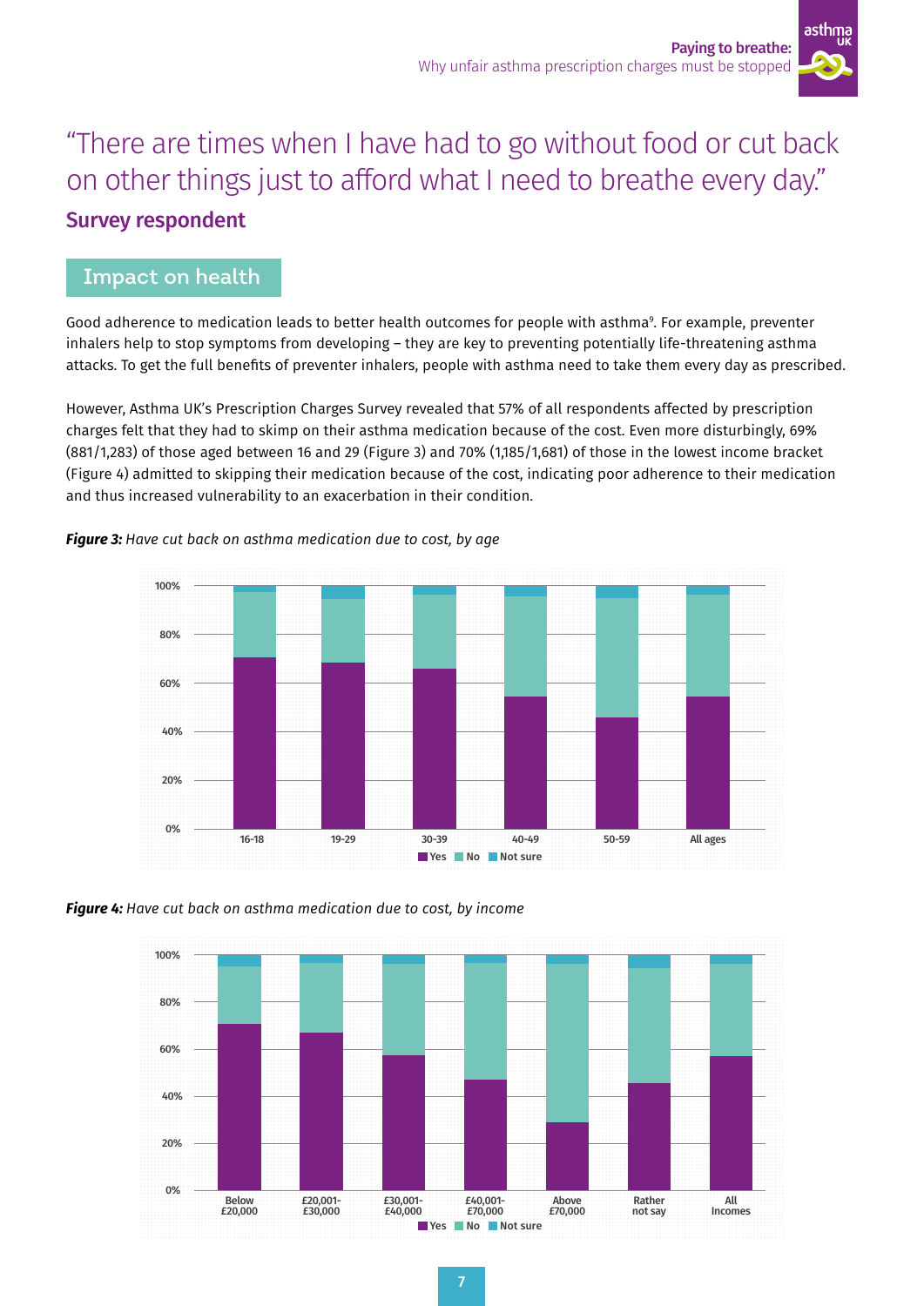"There are times when I have had to go without food or cut back on other things just to afford what I need to breathe every day."

**Survey respondent**

## Impact on health

Good adherence to medication leads to better health outcomes for people with asthma[9]. For example, preventer inhalers help to stop symptoms from developing – they are key to preventing potentially life-threatening asthma attacks. To get the full benefits of preventer inhalers, people with asthma need to take them every day as prescribed.

However, Asthma UK's Prescription Charges Survey revealed that 57% of all respondents affected by prescription charges felt that they had to skimp on their asthma medication because of the cost. Even more disturbingly, 69% (881/1,283) of those aged between 16 and 29 (Figure 3) and 70% (1,185/1,681) of those in the lowest income bracket (Figure 4) admitted to skipping their medication because of the cost, indicating poor adherence to their medication and thus increased vulnerability to an exacerbation in their condition.

***Figure 3:*** *Have cut back on asthma medication due to cost, by age*

***Figure 4:*** *Have cut back on asthma medication due to cost, by income*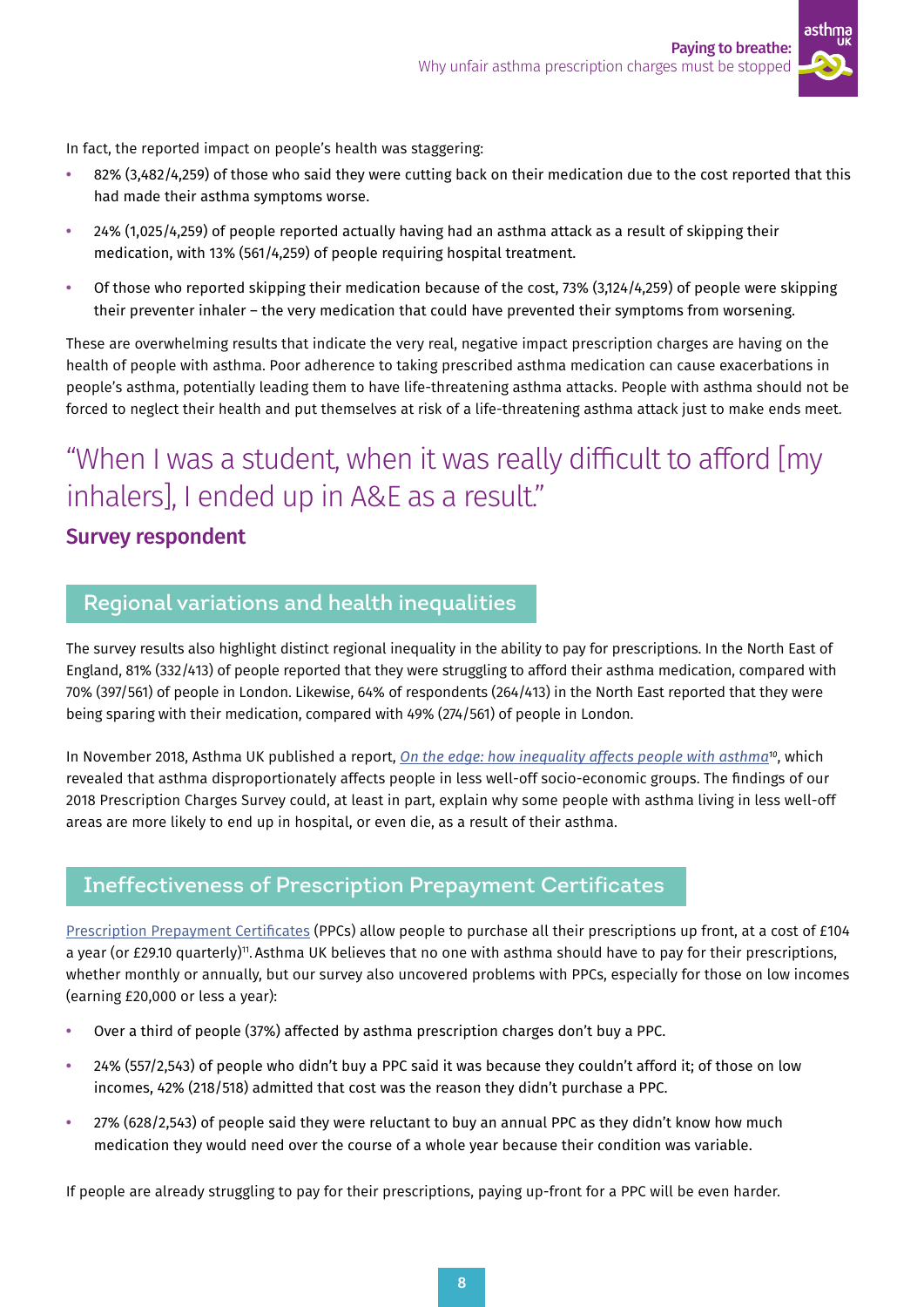In fact, the reported impact on people's health was staggering:

- 82% (3,482/4,259) of those who said they were cutting back on their medication due to the cost reported that this had made their asthma symptoms worse.
- 24% (1,025/4,259) of people reported actually having had an asthma attack as a result of skipping their medication, with 13% (561/4,259) of people requiring hospital treatment.
- Of those who reported skipping their medication because of the cost, 73% (3,124/4,259) of people were skipping their preventer inhaler – the very medication that could have prevented their symptoms from worsening.

These are overwhelming results that indicate the very real, negative impact prescription charges are having on the health of people with asthma. Poor adherence to taking prescribed asthma medication can cause exacerbations in people's asthma, potentially leading them to have life-threatening asthma attacks. People with asthma should not be forced to neglect their health and put themselves at risk of a life-threatening asthma attack just to make ends meet.

> "When I was a student, when it was really difficult to afford [my inhalers], I ended up in A&E as a result."
>
> **Survey respondent**

## Regional variations and health inequalities

The survey results also highlight distinct regional inequality in the ability to pay for prescriptions. In the North East of England, 81% (332/413) of people reported that they were struggling to afford their asthma medication, compared with 70% (397/561) of people in London. Likewise, 64% of respondents (264/413) in the North East reported that they were being sparing with their medication, compared with 49% (274/561) of people in London.

In November 2018, Asthma UK published a report, *On the edge: how inequality affects people with asthma*[10], which revealed that asthma disproportionately affects people in less well-off socio-economic groups. The findings of our 2018 Prescription Charges Survey could, at least in part, explain why some people with asthma living in less well-off areas are more likely to end up in hospital, or even die, as a result of their asthma.

## Ineffectiveness of Prescription Prepayment Certificates

Prescription Prepayment Certificates (PPCs) allow people to purchase all their prescriptions up front, at a cost of £104 a year (or £29.10 quarterly)[11]. Asthma UK believes that no one with asthma should have to pay for their prescriptions, whether monthly or annually, but our survey also uncovered problems with PPCs, especially for those on low incomes (earning £20,000 or less a year):

- Over a third of people (37%) affected by asthma prescription charges don't buy a PPC.
- 24% (557/2,543) of people who didn't buy a PPC said it was because they couldn't afford it; of those on low incomes, 42% (218/518) admitted that cost was the reason they didn't purchase a PPC.
- 27% (628/2,543) of people said they were reluctant to buy an annual PPC as they didn't know how much medication they would need over the course of a whole year because their condition was variable.

If people are already struggling to pay for their prescriptions, paying up-front for a PPC will be even harder.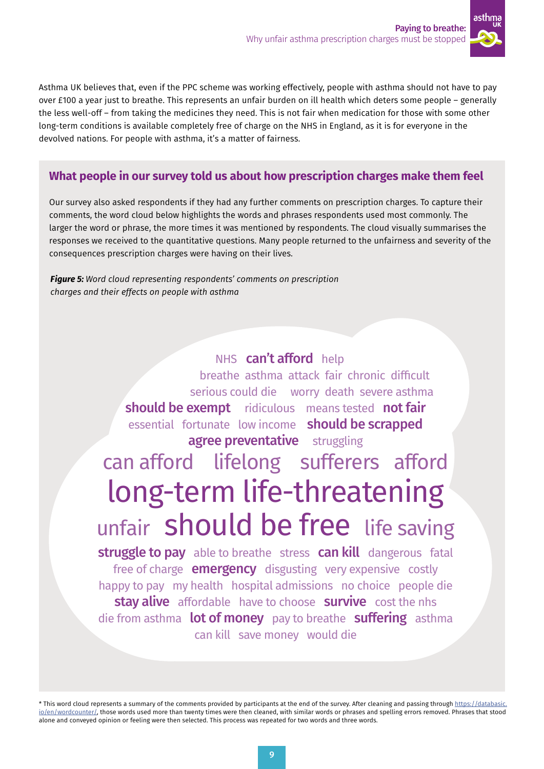Asthma UK believes that, even if the PPC scheme was working effectively, people with asthma should not have to pay over £100 a year just to breathe. This represents an unfair burden on ill health which deters some people – generally the less well-off – from taking the medicines they need. This is not fair when medication for those with some other long-term conditions is available completely free of charge on the NHS in England, as it is for everyone in the devolved nations. For people with asthma, it's a matter of fairness.

## What people in our survey told us about how prescription charges make them feel

Our survey also asked respondents if they had any further comments on prescription charges. To capture their comments, the word cloud below highlights the words and phrases respondents used most commonly. The larger the word or phrase, the more times it was mentioned by respondents. The cloud visually summarises the responses we received to the quantitative questions. Many people returned to the unfairness and severity of the consequences prescription charges were having on their lives.

***Figure 5:*** *Word cloud representing respondents' comments on prescription charges and their effects on people with asthma*

NHS **can't afford** help
breathe asthma attack fair chronic difficult
serious could die worry death severe asthma
**should be exempt** ridiculous means tested **not fair**
essential fortunate low income **should be scrapped**
**agree preventative** struggling
can afford lifelong sufferers afford
long-term life-threatening
unfair should be free life saving
**struggle to pay** able to breathe stress **can kill** dangerous fatal
free of charge **emergency** disgusting very expensive costly
happy to pay my health hospital admissions no choice people die
**stay alive** affordable have to choose **survive** cost the nhs
die from asthma **lot of money** pay to breathe **suffering** asthma
can kill save money would die

* This word cloud represents a summary of the comments provided by participants at the end of the survey. After cleaning and passing through https://databasic.io/en/wordcounter/, those words used more than twenty times were then cleaned, with similar words or phrases and spelling errors removed. Phrases that stood alone and conveyed opinion or feeling were then selected. This process was repeated for two words and three words.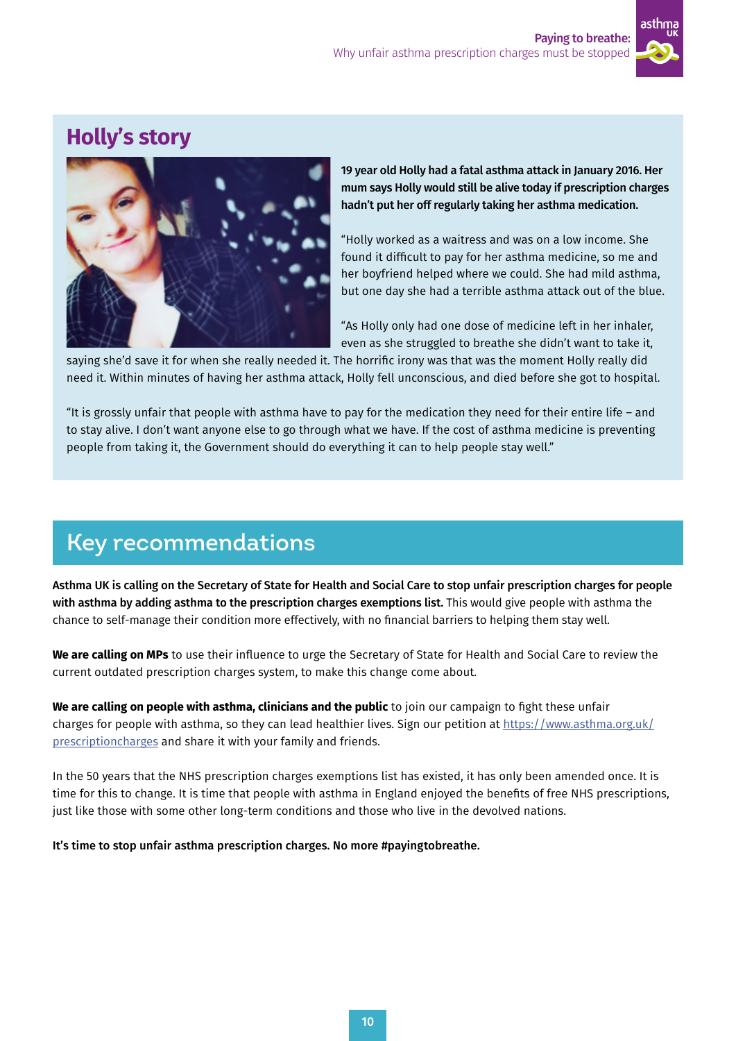## Holly's story

**19 year old Holly had a fatal asthma attack in January 2016. Her mum says Holly would still be alive today if prescription charges hadn't put her off regularly taking her asthma medication.**

"Holly worked as a waitress and was on a low income. She found it difficult to pay for her asthma medicine, so me and her boyfriend helped where we could. She had mild asthma, but one day she had a terrible asthma attack out of the blue.

"As Holly only had one dose of medicine left in her inhaler, even as she struggled to breathe she didn't want to take it, saying she'd save it for when she really needed it. The horrific irony was that was the moment Holly really did need it. Within minutes of having her asthma attack, Holly fell unconscious, and died before she got to hospital.

"It is grossly unfair that people with asthma have to pay for the medication they need for their entire life – and to stay alive. I don't want anyone else to go through what we have. If the cost of asthma medicine is preventing people from taking it, the Government should do everything it can to help people stay well."

## Key recommendations

**Asthma UK is calling on the Secretary of State for Health and Social Care to stop unfair prescription charges for people with asthma by adding asthma to the prescription charges exemptions list.** This would give people with asthma the chance to self-manage their condition more effectively, with no financial barriers to helping them stay well.

**We are calling on MPs** to use their influence to urge the Secretary of State for Health and Social Care to review the current outdated prescription charges system, to make this change come about.

**We are calling on people with asthma, clinicians and the public** to join our campaign to fight these unfair charges for people with asthma, so they can lead healthier lives. Sign our petition at [https://www.asthma.org.uk/prescriptioncharges](https://www.asthma.org.uk/prescriptioncharges) and share it with your family and friends.

In the 50 years that the NHS prescription charges exemptions list has existed, it has only been amended once. It is time for this to change. It is time that people with asthma in England enjoyed the benefits of free NHS prescriptions, just like those with some other long-term conditions and those who live in the devolved nations.

**It's time to stop unfair asthma prescription charges. No more #payingtobreathe.**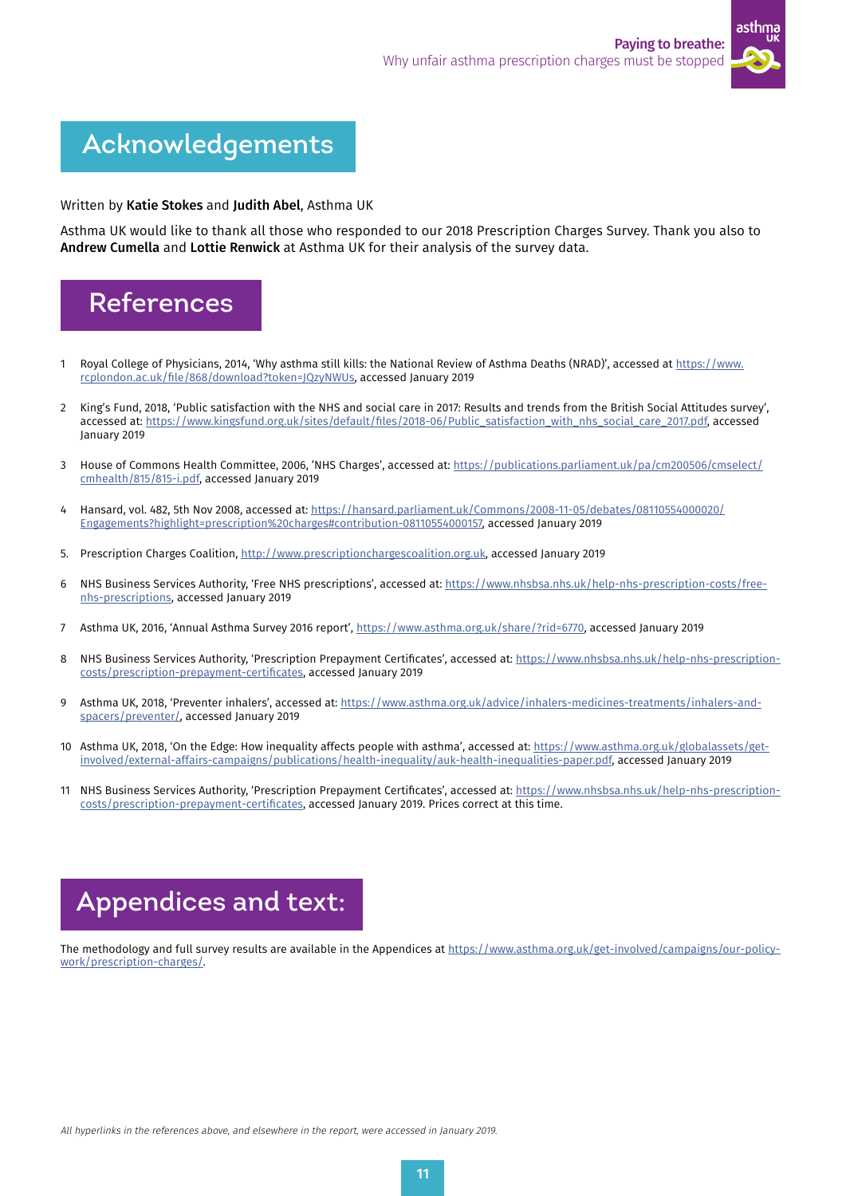# Acknowledgements

Written by **Katie Stokes** and **Judith Abel**, Asthma UK

Asthma UK would like to thank all those who responded to our 2018 Prescription Charges Survey. Thank you also to **Andrew Cumella** and **Lottie Renwick** at Asthma UK for their analysis of the survey data.

# References

1. Royal College of Physicians, 2014, 'Why asthma still kills: the National Review of Asthma Deaths (NRAD)', accessed at https://www.rcplondon.ac.uk/file/868/download?token=JQzyNWUs, accessed January 2019

2. King's Fund, 2018, 'Public satisfaction with the NHS and social care in 2017: Results and trends from the British Social Attitudes survey', accessed at: https://www.kingsfund.org.uk/sites/default/files/2018-06/Public_satisfaction_with_nhs_social_care_2017.pdf, accessed January 2019

3. House of Commons Health Committee, 2006, 'NHS Charges', accessed at: https://publications.parliament.uk/pa/cm200506/cmselect/cmhealth/815/815-i.pdf, accessed January 2019

4. Hansard, vol. 482, 5th Nov 2008, accessed at: https://hansard.parliament.uk/Commons/2008-11-05/debates/08110554000020/Engagements?highlight=prescription%20charges#contribution-08110554000157, accessed January 2019

5. Prescription Charges Coalition, http://www.prescriptionchargescoalition.org.uk, accessed January 2019

6. NHS Business Services Authority, 'Free NHS prescriptions', accessed at: https://www.nhsbsa.nhs.uk/help-nhs-prescription-costs/free-nhs-prescriptions, accessed January 2019

7. Asthma UK, 2016, 'Annual Asthma Survey 2016 report', https://www.asthma.org.uk/share/?rid=6770, accessed January 2019

8. NHS Business Services Authority, 'Prescription Prepayment Certificates', accessed at: https://www.nhsbsa.nhs.uk/help-nhs-prescription-costs/prescription-prepayment-certificates, accessed January 2019

9. Asthma UK, 2018, 'Preventer inhalers', accessed at: https://www.asthma.org.uk/advice/inhalers-medicines-treatments/inhalers-and-spacers/preventer/, accessed January 2019

10. Asthma UK, 2018, 'On the Edge: How inequality affects people with asthma', accessed at: https://www.asthma.org.uk/globalassets/get-involved/external-affairs-campaigns/publications/health-inequality/auk-health-inequalities-paper.pdf, accessed January 2019

11. NHS Business Services Authority, 'Prescription Prepayment Certificates', accessed at: https://www.nhsbsa.nhs.uk/help-nhs-prescription-costs/prescription-prepayment-certificates, accessed January 2019. Prices correct at this time.

# Appendices and text:

The methodology and full survey results are available in the Appendices at https://www.asthma.org.uk/get-involved/campaigns/our-policy-work/prescription-charges/.

*All hyperlinks in the references above, and elsewhere in the report, were accessed in January 2019.*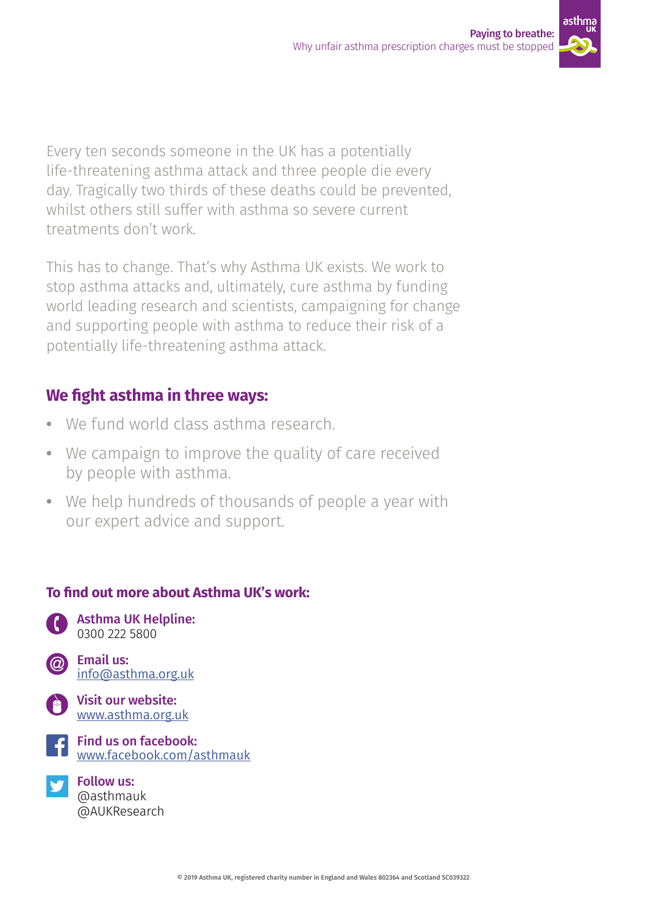Every ten seconds someone in the UK has a potentially life-threatening asthma attack and three people die every day. Tragically two thirds of these deaths could be prevented, whilst others still suffer with asthma so severe current treatments don't work.

This has to change. That's why Asthma UK exists. We work to stop asthma attacks and, ultimately, cure asthma by funding world leading research and scientists, campaigning for change and supporting people with asthma to reduce their risk of a potentially life-threatening asthma attack.

## We fight asthma in three ways:

- We fund world class asthma research.
- We campaign to improve the quality of care received by people with asthma.
- We help hundreds of thousands of people a year with our expert advice and support.

## To find out more about Asthma UK's work:

**Asthma UK Helpline:**
0300 222 5800

**Email us:**
info@asthma.org.uk

**Visit our website:**
www.asthma.org.uk

**Find us on facebook:**
www.facebook.com/asthmauk

**Follow us:**
@asthmauk
@AUKResearch

© 2019 Asthma UK, registered charity number in England and Wales 802364 and Scotland SC039322